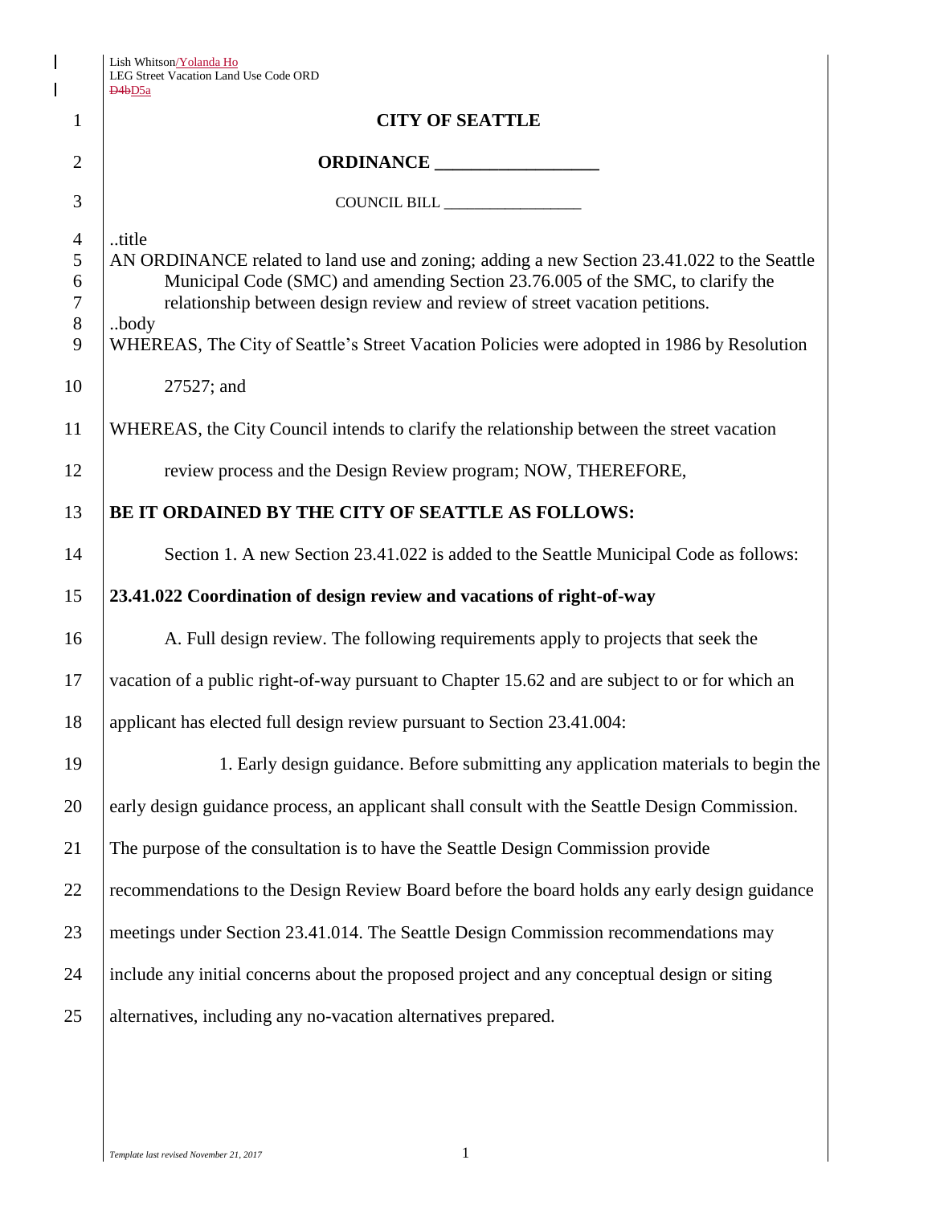Lish Whitson/Yolanda Ho
LEG Street Vacation Land Use Code ORD
~~D4b~~D5a

# CITY OF SEATTLE

## ORDINANCE __________________

COUNCIL BILL __________________

..title
AN ORDINANCE related to land use and zoning; adding a new Section 23.41.022 to the Seattle Municipal Code (SMC) and amending Section 23.76.005 of the SMC, to clarify the relationship between design review and review of street vacation petitions.
..body
WHEREAS, The City of Seattle's Street Vacation Policies were adopted in 1986 by Resolution 27527; and

WHEREAS, the City Council intends to clarify the relationship between the street vacation review process and the Design Review program; NOW, THEREFORE,

**BE IT ORDAINED BY THE CITY OF SEATTLE AS FOLLOWS:**

Section 1. A new Section 23.41.022 is added to the Seattle Municipal Code as follows:

**23.41.022 Coordination of design review and vacations of right-of-way**

A. Full design review. The following requirements apply to projects that seek the vacation of a public right-of-way pursuant to Chapter 15.62 and are subject to or for which an applicant has elected full design review pursuant to Section 23.41.004:

1. Early design guidance. Before submitting any application materials to begin the early design guidance process, an applicant shall consult with the Seattle Design Commission. The purpose of the consultation is to have the Seattle Design Commission provide recommendations to the Design Review Board before the board holds any early design guidance meetings under Section 23.41.014. The Seattle Design Commission recommendations may include any initial concerns about the proposed project and any conceptual design or siting alternatives, including any no-vacation alternatives prepared.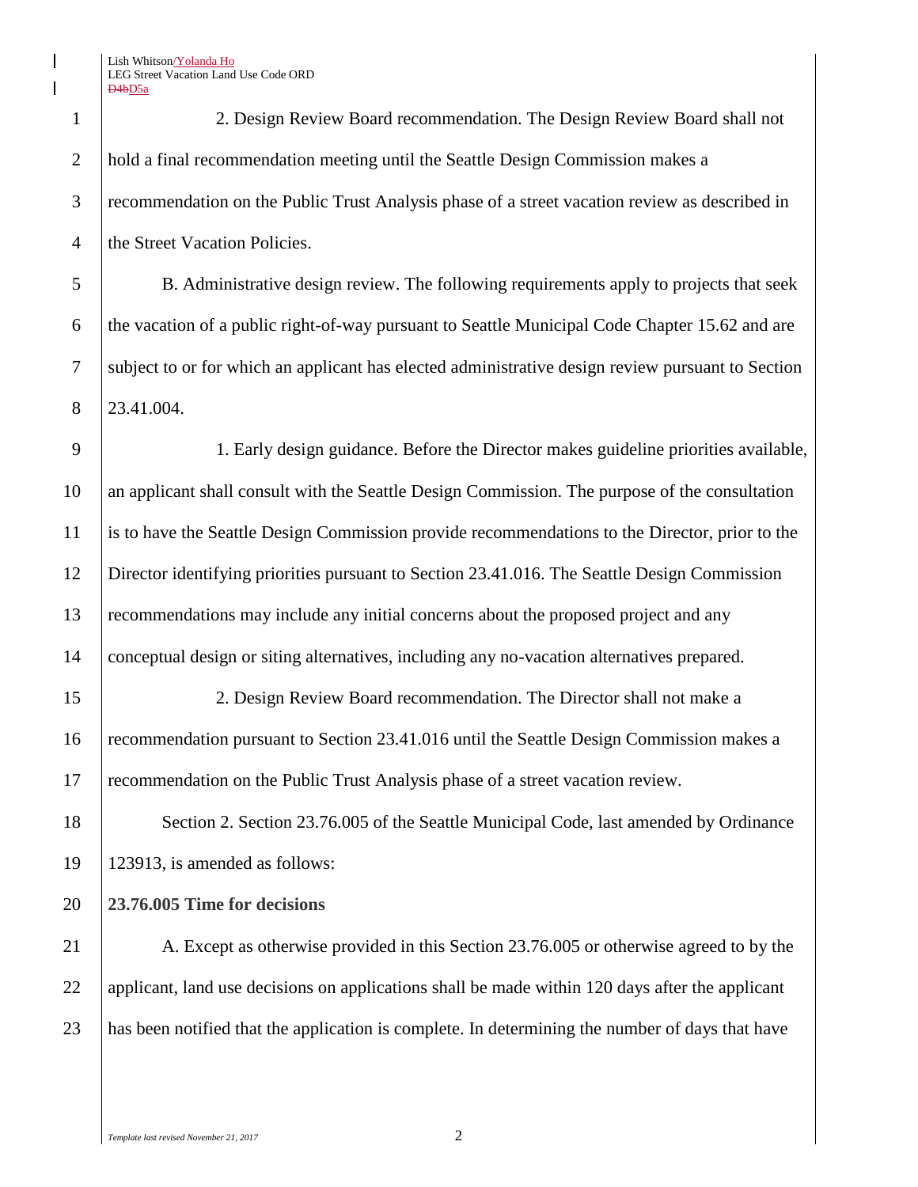2. Design Review Board recommendation. The Design Review Board shall not hold a final recommendation meeting until the Seattle Design Commission makes a recommendation on the Public Trust Analysis phase of a street vacation review as described in the Street Vacation Policies.

B. Administrative design review. The following requirements apply to projects that seek the vacation of a public right-of-way pursuant to Seattle Municipal Code Chapter 15.62 and are subject to or for which an applicant has elected administrative design review pursuant to Section 23.41.004.

1. Early design guidance. Before the Director makes guideline priorities available, an applicant shall consult with the Seattle Design Commission. The purpose of the consultation is to have the Seattle Design Commission provide recommendations to the Director, prior to the Director identifying priorities pursuant to Section 23.41.016. The Seattle Design Commission recommendations may include any initial concerns about the proposed project and any conceptual design or siting alternatives, including any no-vacation alternatives prepared.

2. Design Review Board recommendation. The Director shall not make a recommendation pursuant to Section 23.41.016 until the Seattle Design Commission makes a recommendation on the Public Trust Analysis phase of a street vacation review.

Section 2. Section 23.76.005 of the Seattle Municipal Code, last amended by Ordinance 123913, is amended as follows:

**23.76.005 Time for decisions**

A. Except as otherwise provided in this Section 23.76.005 or otherwise agreed to by the applicant, land use decisions on applications shall be made within 120 days after the applicant has been notified that the application is complete. In determining the number of days that have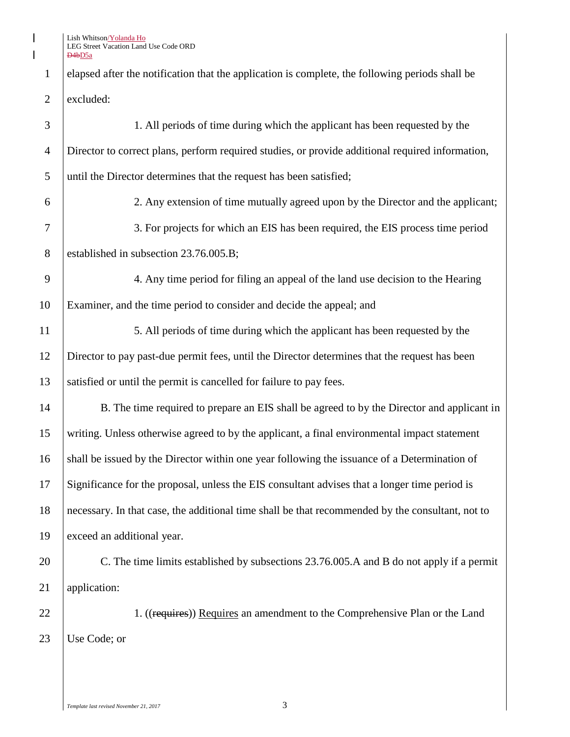elapsed after the notification that the application is complete, the following periods shall be excluded:

1. All periods of time during which the applicant has been requested by the Director to correct plans, perform required studies, or provide additional required information, until the Director determines that the request has been satisfied;

2. Any extension of time mutually agreed upon by the Director and the applicant;

3. For projects for which an EIS has been required, the EIS process time period established in subsection 23.76.005.B;

4. Any time period for filing an appeal of the land use decision to the Hearing Examiner, and the time period to consider and decide the appeal; and

5. All periods of time during which the applicant has been requested by the Director to pay past-due permit fees, until the Director determines that the request has been satisfied or until the permit is cancelled for failure to pay fees.

B. The time required to prepare an EIS shall be agreed to by the Director and applicant in writing. Unless otherwise agreed to by the applicant, a final environmental impact statement shall be issued by the Director within one year following the issuance of a Determination of Significance for the proposal, unless the EIS consultant advises that a longer time period is necessary. In that case, the additional time shall be that recommended by the consultant, not to exceed an additional year.

C. The time limits established by subsections 23.76.005.A and B do not apply if a permit application:

1. ((~~requires~~)) Requires an amendment to the Comprehensive Plan or the Land Use Code; or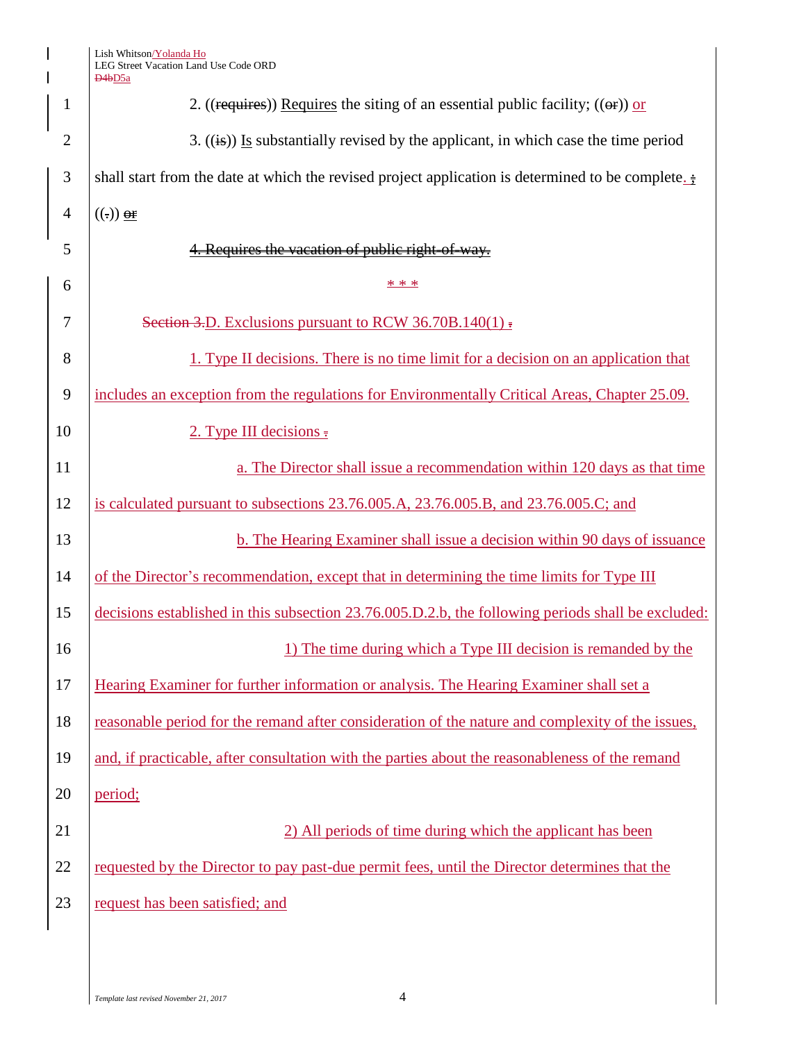2. ((~~requires~~)) Requires the siting of an essential public facility; ((~~or~~)) or

3. ((~~is~~)) Is substantially revised by the applicant, in which case the time period shall start from the date at which the revised project application is determined to be complete. ~~;~~ ((~~.~~)) ~~or~~

~~4. Requires the vacation of public right-of-way.~~

\* \* \*

~~Section 3.~~D. Exclusions pursuant to RCW 36.70B.140(1) ~~.~~

1. Type II decisions. There is no time limit for a decision on an application that includes an exception from the regulations for Environmentally Critical Areas, Chapter 25.09.

2. Type III decisions ~~.~~

a. The Director shall issue a recommendation within 120 days as that time is calculated pursuant to subsections 23.76.005.A, 23.76.005.B, and 23.76.005.C; and

b. The Hearing Examiner shall issue a decision within 90 days of issuance of the Director's recommendation, except that in determining the time limits for Type III decisions established in this subsection 23.76.005.D.2.b, the following periods shall be excluded:

1) The time during which a Type III decision is remanded by the Hearing Examiner for further information or analysis. The Hearing Examiner shall set a reasonable period for the remand after consideration of the nature and complexity of the issues, and, if practicable, after consultation with the parties about the reasonableness of the remand period;

2) All periods of time during which the applicant has been requested by the Director to pay past-due permit fees, until the Director determines that the request has been satisfied; and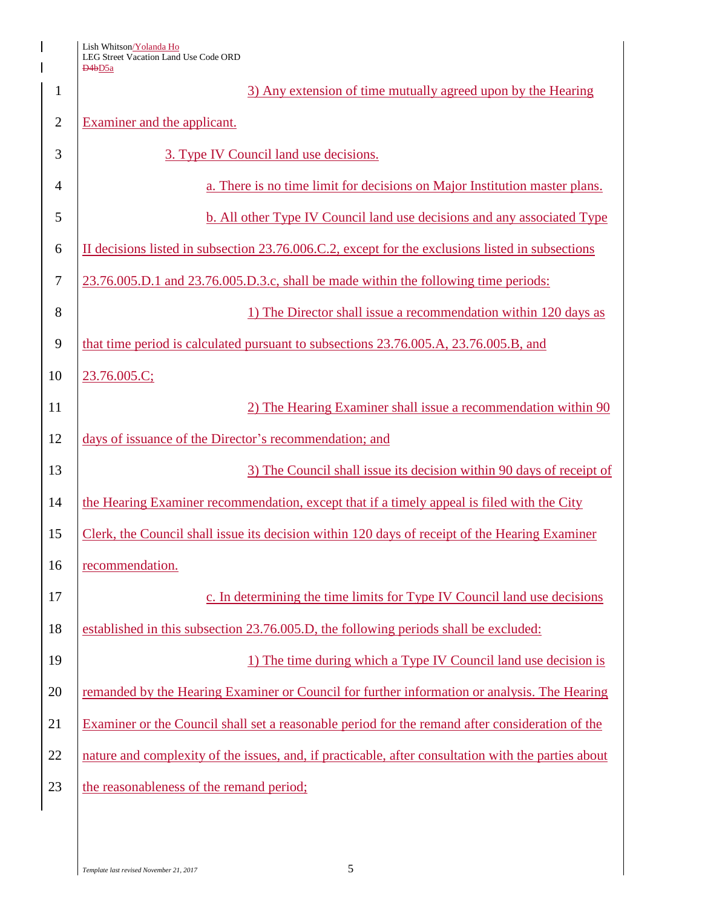3) Any extension of time mutually agreed upon by the Hearing Examiner and the applicant.

3. Type IV Council land use decisions.

a. There is no time limit for decisions on Major Institution master plans.

b. All other Type IV Council land use decisions and any associated Type II decisions listed in subsection 23.76.006.C.2, except for the exclusions listed in subsections 23.76.005.D.1 and 23.76.005.D.3.c, shall be made within the following time periods:

1) The Director shall issue a recommendation within 120 days as that time period is calculated pursuant to subsections 23.76.005.A, 23.76.005.B, and 23.76.005.C;

2) The Hearing Examiner shall issue a recommendation within 90 days of issuance of the Director's recommendation; and

3) The Council shall issue its decision within 90 days of receipt of the Hearing Examiner recommendation, except that if a timely appeal is filed with the City Clerk, the Council shall issue its decision within 120 days of receipt of the Hearing Examiner recommendation.

c. In determining the time limits for Type IV Council land use decisions established in this subsection 23.76.005.D, the following periods shall be excluded:

1) The time during which a Type IV Council land use decision is remanded by the Hearing Examiner or Council for further information or analysis. The Hearing Examiner or the Council shall set a reasonable period for the remand after consideration of the nature and complexity of the issues, and, if practicable, after consultation with the parties about the reasonableness of the remand period;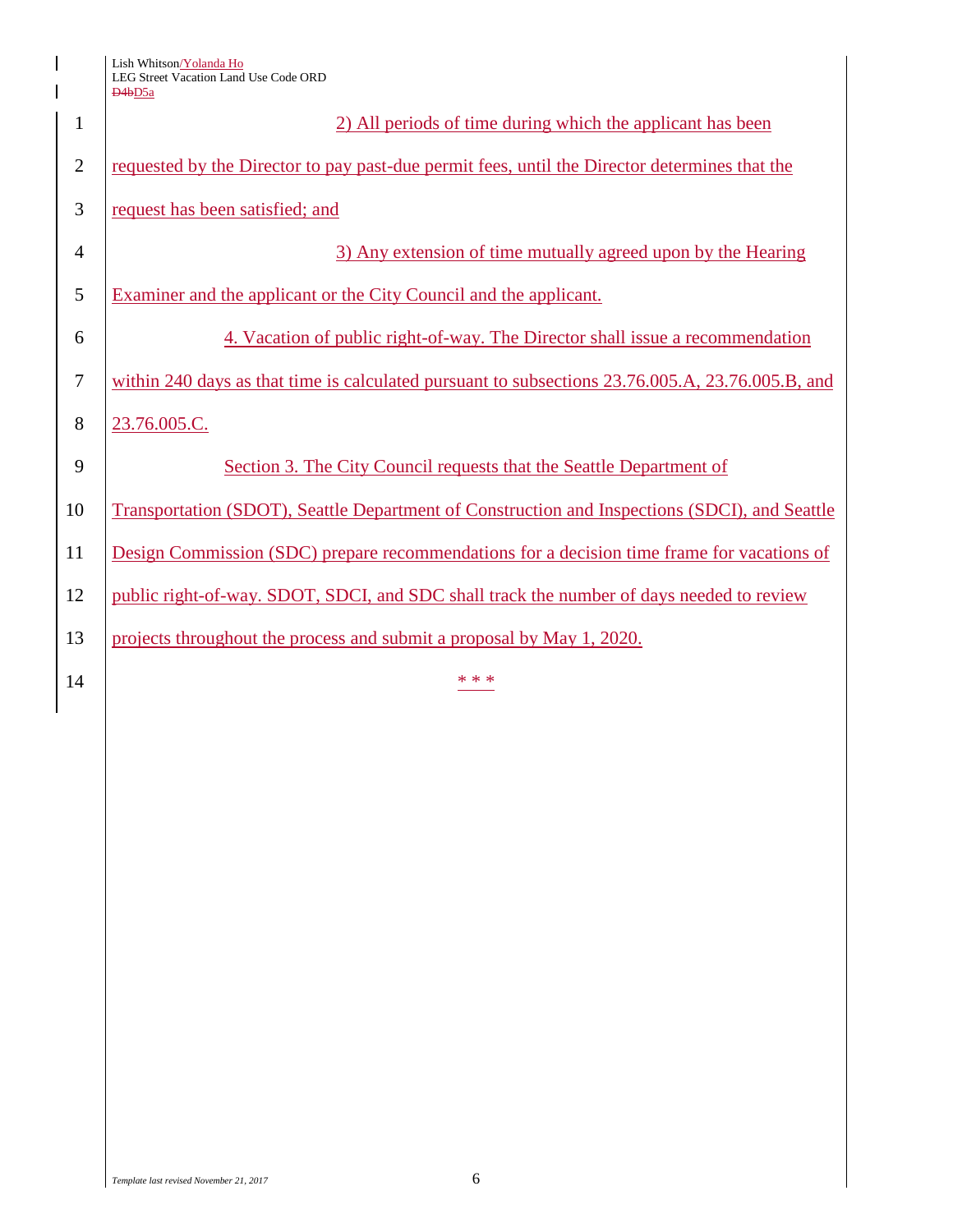2) All periods of time during which the applicant has been requested by the Director to pay past-due permit fees, until the Director determines that the request has been satisfied; and

3) Any extension of time mutually agreed upon by the Hearing Examiner and the applicant or the City Council and the applicant.

4. Vacation of public right-of-way. The Director shall issue a recommendation within 240 days as that time is calculated pursuant to subsections 23.76.005.A, 23.76.005.B, and 23.76.005.C.

Section 3. The City Council requests that the Seattle Department of Transportation (SDOT), Seattle Department of Construction and Inspections (SDCI), and Seattle Design Commission (SDC) prepare recommendations for a decision time frame for vacations of public right-of-way. SDOT, SDCI, and SDC shall track the number of days needed to review projects throughout the process and submit a proposal by May 1, 2020.

\* \* \*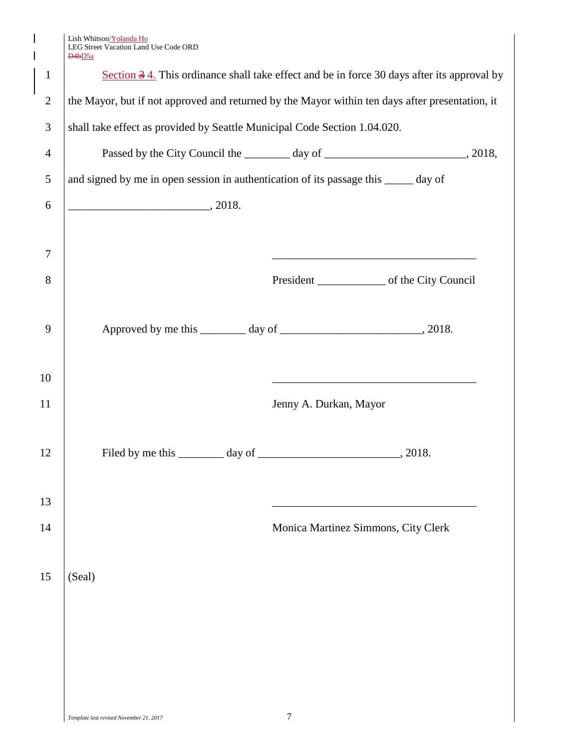~~Section 3~~ Section 4. This ordinance shall take effect and be in force 30 days after its approval by the Mayor, but if not approved and returned by the Mayor within ten days after presentation, it shall take effect as provided by Seattle Municipal Code Section 1.04.020.

Passed by the City Council the ________ day of _________________________, 2018, and signed by me in open session in authentication of its passage this _____ day of _________________________, 2018.

____________________________________

President ____________ of the City Council

Approved by me this ________ day of _________________________, 2018.

____________________________________

Jenny A. Durkan, Mayor

Filed by me this ________ day of _________________________, 2018.

____________________________________

Monica Martinez Simmons, City Clerk

(Seal)